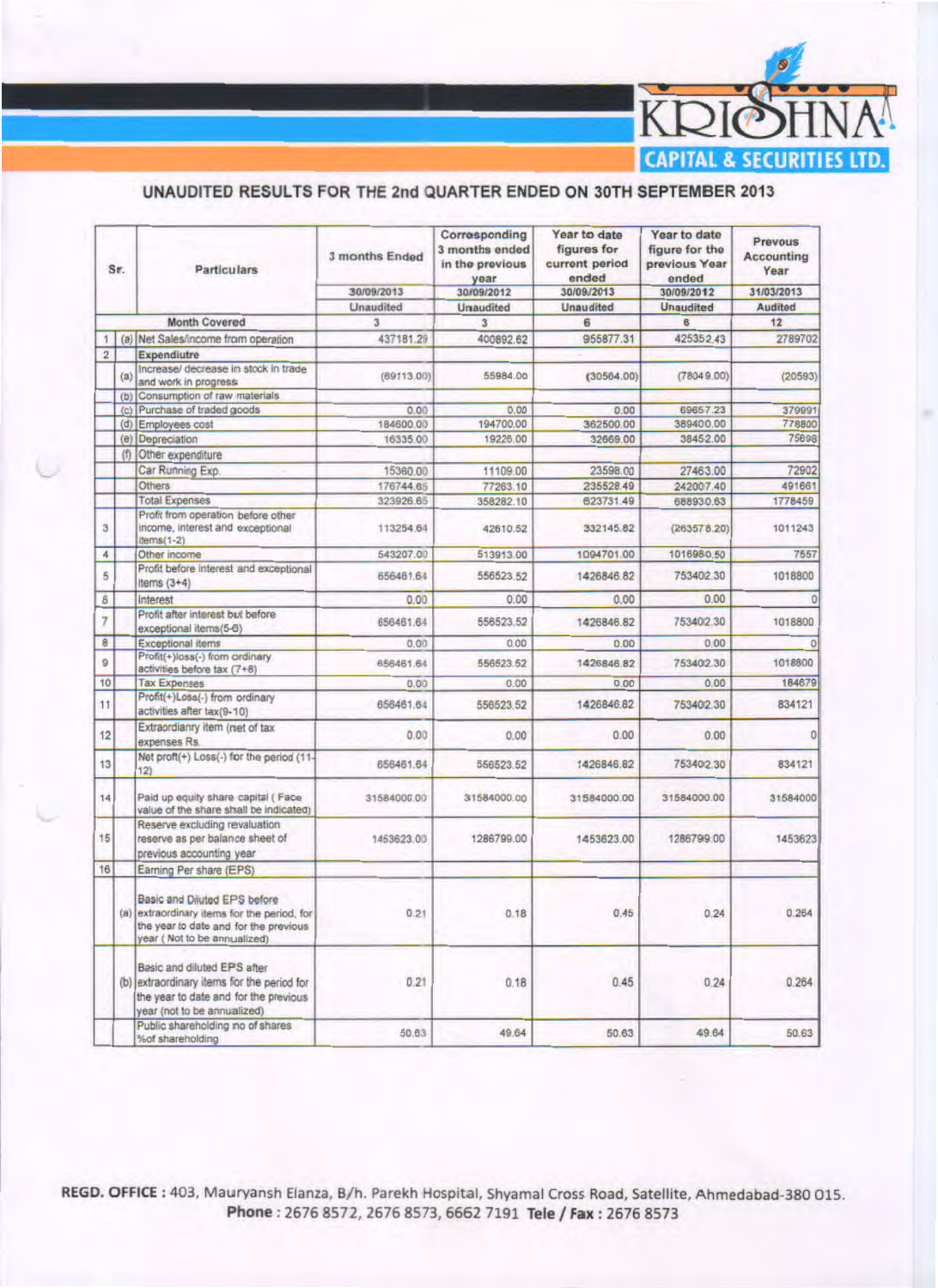KRISHNA CAPITAL & SECURITIES LTD.

## UNAUDITED RESULTS FOR THE 2nd QUARTER ENDED ON 30TH SEPTEMBER 2013

| Sr. | | Particulars | 3 months Ended | Corresponding 3 months ended in the previous year | Year to date figures for current period ended | Year to date figure for the previous Year ended | Prevous Accounting Year |
|---|---|---|---|---|---|---|---|
| | | | 30/09/2013 | 30/09/2012 | 30/09/2013 | 30/09/2012 | 31/03/2013 |
| | | | Unaudited | Unaudited | Unaudited | Unaudited | Audited |
| | | Month Covered | 3 | 3 | 6 | 6 | 12 |
| 1 | (a) | Net Sales/income from operation | 437181.29 | 400892.62 | 955877.31 | 425352.43 | 2789702 |
| 2 | | Expendiutre | | | | | |
| | (a) | Increase/ decrease in stock in trade and work in progress | (69113.00) | 55984.00 | (30564.00) | (78049.00) | (20593) |
| | (b) | Consumption of raw materials | | | | | |
| | (c) | Purchase of traded goods | 0.00 | 0.00 | 0.00 | 69657.23 | 379991 |
| | (d) | Employees cost | 184600.00 | 194700.00 | 362500.00 | 389400.00 | 778800 |
| | (e) | Depreciation | 16335.00 | 19226.00 | 32669.00 | 38452.00 | 75698 |
| | (f) | Other expenditure | | | | | |
| | | Car Running Exp. | 15360.00 | 11109.00 | 23598.00 | 27463.00 | 72902 |
| | | Others | 176744.65 | 77263.10 | 235528.49 | 242007.40 | 491661 |
| | | Total Expenses | 323926.65 | 358282.10 | 623731.49 | 688930.63 | 1778459 |
| 3 | | Profit from operation before other income, interest and exceptional items(1-2) | 113254.64 | 42610.52 | 332145.82 | (263578.20) | 1011243 |
| 4 | | Other income | 543207.00 | 513913.00 | 1094701.00 | 1016980.50 | 7557 |
| 5 | | Profit before interest and exceptional items (3+4) | 656461.64 | 556523.52 | 1426846.82 | 753402.30 | 1018800 |
| 6 | | Interest | 0.00 | 0.00 | 0.00 | 0.00 | 0 |
| 7 | | Profit after interest but before exceptional items(5-6) | 656461.64 | 556523.52 | 1426846.82 | 753402.30 | 1018800 |
| 8 | | Exceptional items | 0.00 | 0.00 | 0.00 | 0.00 | 0 |
| 9 | | Profit(+)loss(-) from ordinary activities before tax (7+8) | 656461.64 | 556523.52 | 1426846.82 | 753402.30 | 1018800 |
| 10 | | Tax Expenses | 0.00 | 0.00 | 0.00 | 0.00 | 184679 |
| 11 | | Profit(+)Loss(-) from ordinary activities after tax(9-10) | 656461.64 | 556523.52 | 1426846.82 | 753402.30 | 834121 |
| 12 | | Extraordianry item (net of tax expenses Rs. | 0.00 | 0.00 | 0.00 | 0.00 | 0 |
| 13 | | Net proft(+) Loss(-) for the period (11-12) | 656461.64 | 556523.52 | 1426846.82 | 753402.30 | 834121 |
| 14 | | Paid up equity share capital ( Face value of the share shall be indicated) | 31584000.00 | 31584000.00 | 31584000.00 | 31584000.00 | 31584000 |
| 15 | | Reserve excluding revaluation reserve as per balance sheet of previous accounting year | 1453623.00 | 1286799.00 | 1453623.00 | 1286799.00 | 1453623 |
| 16 | | Earning Per share (EPS) | | | | | |
| | (a) | Basic and Diluted EPS before extraordinary items for the period, for the year to date and for the previous year ( Not to be annualized) | 0.21 | 0.18 | 0.45 | 0.24 | 0.264 |
| | (b) | Basic and diluted EPS after extraordinary items for the period for the year to date and for the previous year (not to be annualized) | 0.21 | 0.18 | 0.45 | 0.24 | 0.264 |
| | | Public shareholding no of shares %of shareholding | 50.63 | 49.64 | 50.63 | 49.64 | 50.63 |

**REGD. OFFICE :** 403, Mauryansh Elanza, B/h. Parekh Hospital, Shyamal Cross Road, Satellite, Ahmedabad-380 015.
**Phone :** 2676 8572, 2676 8573, 6662 7191 **Tele / Fax :** 2676 8573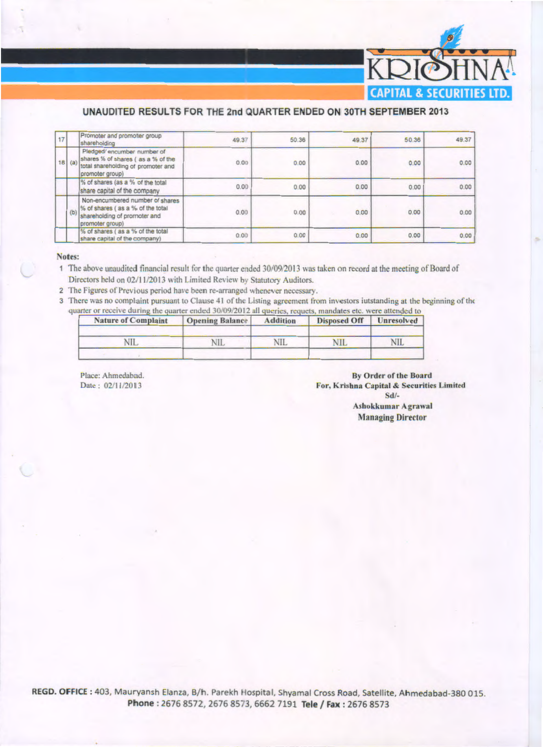KRISHNA CAPITAL & SECURITIES LTD.

## UNAUDITED RESULTS FOR THE 2nd QUARTER ENDED ON 30TH SEPTEMBER 2013

| | | | | | | | |
|---|---|---|---|---|---|---|---|
| 17 | | Promoter and promoter group shareholding | 49.37 | 50.36 | 49.37 | 50.36 | 49.37 |
| 18 | (a) | Pledged/ encumber number of shares % of shares ( as a % of the total shareholding of promoter and promoter group) | 0.00 | 0.00 | 0.00 | 0.00 | 0.00 |
| | | % of shares (as a % of the total share capital of the company | 0.00 | 0.00 | 0.00 | 0.00 | 0.00 |
| | (b) | Non-encumbered number of shares % of shares ( as a % of the total shareholding of promoter and promoter group) | 0.00 | 0.00 | 0.00 | 0.00 | 0.00 |
| | | % of shares ( as a % of the total share capital of the company) | 0.00 | 0.00 | 0.00 | 0.00 | 0.00 |

**Notes:**

1. The above unaudited financial result for the quarter ended 30/09/2013 was taken on record at the meeting of Board of Directors held on 02/11/2013 with Limited Review by Statutory Auditors.
2. The Figures of Previous period have been re-arranged whenever necessary.
3. There was no complaint pursuant to Clause 41 of the Listing agreement from investors iutstanding at the beginning of the quarter or receive during the quarter ended 30/09/2012 all queries, requets, mandates etc. were attended to

| Nature of Complaint | Opening Balance | Addition | Disposed Off | Unresolved |
|---|---|---|---|---|
| | | | | |
| NIL | NIL | NIL | NIL | NIL |
| | | | | |

Place: Ahmedabad.
Date : 02/11/2013

By Order of the Board
For, Krishna Capital & Securities Limited
Sd/-
Ashokkumar Agrawal
**Managing Director**

**REGD. OFFICE :** 403, Mauryansh Elanza, B/h. Parekh Hospital, Shyamal Cross Road, Satellite, Ahmedabad-380 015.
**Phone :** 2676 8572, 2676 8573, 6662 7191 **Tele / Fax :** 2676 8573